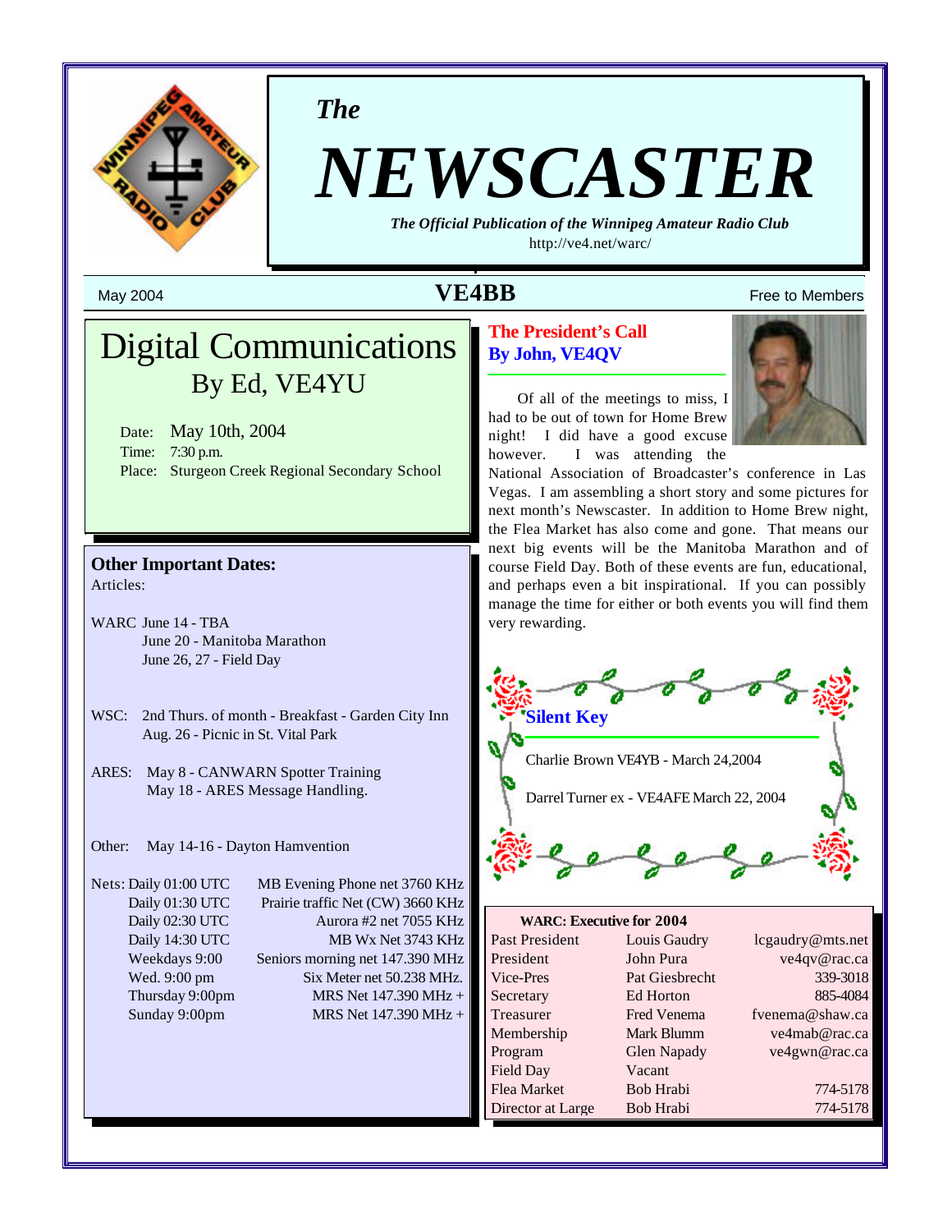*The*

# NEWSCASTER

***The Official Publication of the Winnipeg Amateur Radio Club***

http://ve4.net/warc/

May 2004 **VE4BB** Free to Members

# Digital Communications

## By Ed, VE4YU

Date: May 10th, 2004
Time: 7:30 p.m.
Place: Sturgeon Creek Regional Secondary School

### Other Important Dates:

Articles:

WARC June 14 - TBA
June 20 - Manitoba Marathon
June 26, 27 - Field Day

WSC: 2nd Thurs. of month - Breakfast - Garden City Inn
Aug. 26 - Picnic in St. Vital Park

ARES: May 8 - CANWARN Spotter Training
May 18 - ARES Message Handling.

Other: May 14-16 - Dayton Hamvention

| Nets: | |
|---|---|
| Daily 01:00 UTC | MB Evening Phone net 3760 KHz |
| Daily 01:30 UTC | Prairie traffic Net (CW) 3660 KHz |
| Daily 02:30 UTC | Aurora #2 net 7055 KHz |
| Daily 14:30 UTC | MB Wx Net 3743 KHz |
| Weekdays 9:00 | Seniors morning net 147.390 MHz |
| Wed. 9:00 pm | Six Meter net 50.238 MHz. |
| Thursday 9:00pm | MRS Net 147.390 MHz + |
| Sunday 9:00pm | MRS Net 147.390 MHz + |

## The President's Call

**By John, VE4QV**

Of all of the meetings to miss, I had to be out of town for Home Brew night! I did have a good excuse however. I was attending the National Association of Broadcaster's conference in Las Vegas. I am assembling a short story and some pictures for next month's Newscaster. In addition to Home Brew night, the Flea Market has also come and gone. That means our next big events will be the Manitoba Marathon and of course Field Day. Both of these events are fun, educational, and perhaps even a bit inspirational. If you can possibly manage the time for either or both events you will find them very rewarding.

### Silent Key

Charlie Brown VE4YB - March 24,2004

Darrel Turner ex - VE4AFE March 22, 2004

**WARC: Executive for 2004**

| | | |
|---|---|---|
| Past President | Louis Gaudry | lcgaudry@mts.net |
| President | John Pura | ve4qv@rac.ca |
| Vice-Pres | Pat Giesbrecht | 339-3018 |
| Secretary | Ed Horton | 885-4084 |
| Treasurer | Fred Venema | fvenema@shaw.ca |
| Membership | Mark Blumm | ve4mab@rac.ca |
| Program | Glen Napady | ve4gwn@rac.ca |
| Field Day | Vacant | |
| Flea Market | Bob Hrabi | 774-5178 |
| Director at Large | Bob Hrabi | 774-5178 |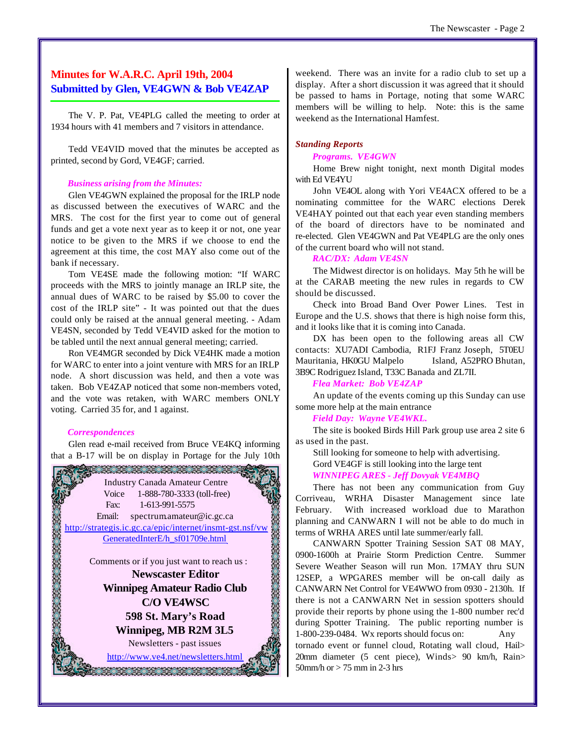## Minutes for W.A.R.C. April 19th, 2004
## Submitted by Glen, VE4GWN & Bob VE4ZAP

The V. P. Pat, VE4PLG called the meeting to order at 1934 hours with 41 members and 7 visitors in attendance.

Tedd VE4VID moved that the minutes be accepted as printed, second by Gord, VE4GF; carried.

*Business arising from the Minutes:*

Glen VE4GWN explained the proposal for the IRLP node as discussed between the executives of WARC and the MRS. The cost for the first year to come out of general funds and get a vote next year as to keep it or not, one year notice to be given to the MRS if we choose to end the agreement at this time, the cost MAY also come out of the bank if necessary.

Tom VE4SE made the following motion: "If WARC proceeds with the MRS to jointly manage an IRLP site, the annual dues of WARC to be raised by $5.00 to cover the cost of the IRLP site" - It was pointed out that the dues could only be raised at the annual general meeting. - Adam VE4SN, seconded by Tedd VE4VID asked for the motion to be tabled until the next annual general meeting; carried.

Ron VE4MGR seconded by Dick VE4HK made a motion for WARC to enter into a joint venture with MRS for an IRLP node. A short discussion was held, and then a vote was taken. Bob VE4ZAP noticed that some non-members voted, and the vote was retaken, with WARC members ONLY voting. Carried 35 for, and 1 against.

*Correspondences*

Glen read e-mail received from Bruce VE4KQ informing that a B-17 will be on display in Portage for the July 10th weekend. There was an invite for a radio club to set up a display. After a short discussion it was agreed that it should be passed to hams in Portage, noting that some WARC members will be willing to help. Note: this is the same weekend as the International Hamfest.

*Standing Reports*

*Programs. VE4GWN*

Home Brew night tonight, next month Digital modes with Ed VE4YU

John VE4OL along with Yori VE4ACX offered to be a nominating committee for the WARC elections Derek VE4HAY pointed out that each year even standing members of the board of directors have to be nominated and re-elected. Glen VE4GWN and Pat VE4PLG are the only ones of the current board who will not stand.

*RAC/DX: Adam VE4SN*

The Midwest director is on holidays. May 5th he will be at the CARAB meeting the new rules in regards to CW should be discussed.

Check into Broad Band Over Power Lines. Test in Europe and the U.S. shows that there is high noise form this, and it looks like that it is coming into Canada.

DX has been open to the following areas all CW contacts: XU7ADI Cambodia, R1FJ Franz Joseph, 5T0EU Mauritania, HK0GU Malpelo Island, A52PRO Bhutan, 3B9C Rodriguez Island, T33C Banada and ZL7II.

*Flea Market: Bob VE4ZAP*

An update of the events coming up this Sunday can use some more help at the main entrance

*Field Day: Wayne VE4WKL.*

The site is booked Birds Hill Park group use area 2 site 6 as used in the past.

Still looking for someone to help with advertising.

Gord VE4GF is still looking into the large tent

*WINNIPEG ARES - Jeff Dovyak VE4MBQ*

There has not been any communication from Guy Corriveau, WRHA Disaster Management since late February. With increased workload due to Marathon planning and CANWARN I will not be able to do much in terms of WRHA ARES until late summer/early fall.

CANWARN Spotter Training Session SAT 08 MAY, 0900-1600h at Prairie Storm Prediction Centre. Summer Severe Weather Season will run Mon. 17MAY thru SUN 12SEP, a WPGARES member will be on-call daily as CANWARN Net Control for VE4WWO from 0930 - 2130h. If there is not a CANWARN Net in session spotters should provide their reports by phone using the 1-800 number rec'd during Spotter Training. The public reporting number is 1-800-239-0484. Wx reports should focus on: Any tornado event or funnel cloud, Rotating wall cloud, Hail> 20mm diameter (5 cent piece), Winds> 90 km/h, Rain> 50mm/h or > 75 mm in 2-3 hrs

---

Industry Canada Amateur Centre
Voice 1-888-780-3333 (toll-free)
Fax: 1-613-991-5575
Email: spectrum.amateur@ic.gc.ca
http://strategis.ic.gc.ca/epic/internet/insmt-gst.nsf/vwGeneratedInterE/h_sf01709e.html

Comments or if you just want to reach us :

**Newscaster Editor**
**Winnipeg Amateur Radio Club**
**C/O VE4WSC**
**598 St. Mary's Road**
**Winnipeg, MB R2M 3L5**

Newsletters - past issues
http://www.ve4.net/newsletters.html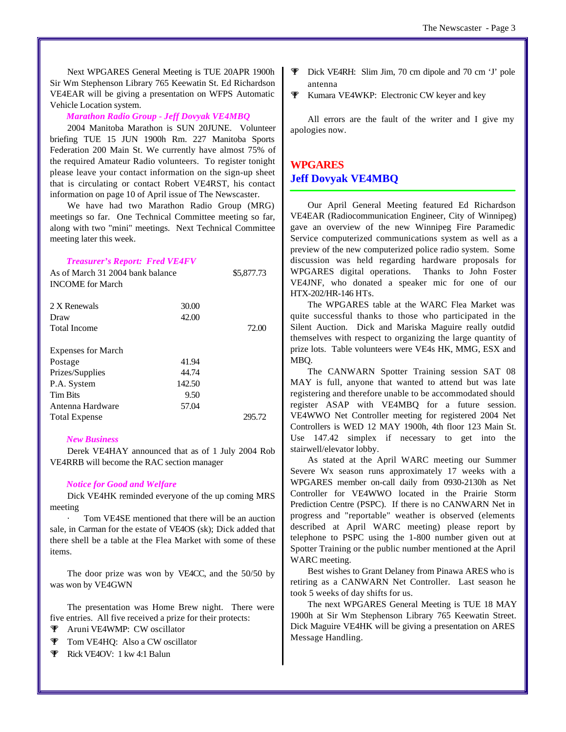Next WPGARES General Meeting is TUE 20APR 1900h Sir Wm Stephenson Library 765 Keewatin St. Ed Richardson VE4EAR will be giving a presentation on WFPS Automatic Vehicle Location system.

***Marathon Radio Group - Jeff Dovyak VE4MBQ***

2004 Manitoba Marathon is SUN 20JUNE. Volunteer briefing TUE 15 JUN 1900h Rm. 227 Manitoba Sports Federation 200 Main St. We currently have almost 75% of the required Amateur Radio volunteers. To register tonight please leave your contact information on the sign-up sheet that is circulating or contact Robert VE4RST, his contact information on page 10 of April issue of The Newscaster.

We have had two Marathon Radio Group (MRG) meetings so far. One Technical Committee meeting so far, along with two "mini" meetings. Next Technical Committee meeting later this week.

***Treasurer's Report: Fred VE4FV***

| | | |
|---|---|---|
| As of March 31 2004 bank balance | | $5,877.73 |
| INCOME for March | | |
| | | |
| 2 X Renewals | 30.00 | |
| Draw | 42.00 | |
| Total Income | | 72.00 |
| | | |
| Expenses for March | | |
| Postage | 41.94 | |
| Prizes/Supplies | 44.74 | |
| P.A. System | 142.50 | |
| Tim Bits | 9.50 | |
| Antenna Hardware | 57.04 | |
| Total Expense | | 295.72 |

***New Business***

Derek VE4HAY announced that as of 1 July 2004 Rob VE4RRB will become the RAC section manager

***Notice for Good and Welfare***

Dick VE4HK reminded everyone of the up coming MRS meeting

· Tom VE4SE mentioned that there will be an auction sale, in Carman for the estate of VE4OS (sk); Dick added that there shell be a table at the Flea Market with some of these items.

The door prize was won by VE4CC, and the 50/50 by was won by VE4GWN

The presentation was Home Brew night. There were five entries. All five received a prize for their protects:

- Aruni VE4WMP: CW oscillator
- Tom VE4HQ: Also a CW oscillator
- Rick VE4OV: 1 kw 4:1 Balun
- Dick VE4RH: Slim Jim, 70 cm dipole and 70 cm 'J' pole antenna
- Kumara VE4WKP: Electronic CW keyer and key

All errors are the fault of the writer and I give my apologies now.

## WPGARES
## Jeff Dovyak VE4MBQ

Our April General Meeting featured Ed Richardson VE4EAR (Radiocommunication Engineer, City of Winnipeg) gave an overview of the new Winnipeg Fire Paramedic Service computerized communications system as well as a preview of the new computerized police radio system. Some discussion was held regarding hardware proposals for WPGARES digital operations. Thanks to John Foster VE4JNF, who donated a speaker mic for one of our HTX-202/HR-146 HTs.

The WPGARES table at the WARC Flea Market was quite successful thanks to those who participated in the Silent Auction. Dick and Mariska Maguire really outdid themselves with respect to organizing the large quantity of prize lots. Table volunteers were VE4s HK, MMG, ESX and MBQ.

The CANWARN Spotter Training session SAT 08 MAY is full, anyone that wanted to attend but was late registering and therefore unable to be accommodated should register ASAP with VE4MBQ for a future session. VE4WWO Net Controller meeting for registered 2004 Net Controllers is WED 12 MAY 1900h, 4th floor 123 Main St. Use 147.42 simplex if necessary to get into the stairwell/elevator lobby.

As stated at the April WARC meeting our Summer Severe Wx season runs approximately 17 weeks with a WPGARES member on-call daily from 0930-2130h as Net Controller for VE4WWO located in the Prairie Storm Prediction Centre (PSPC). If there is no CANWARN Net in progress and "reportable" weather is observed (elements described at April WARC meeting) please report by telephone to PSPC using the 1-800 number given out at Spotter Training or the public number mentioned at the April WARC meeting.

Best wishes to Grant Delaney from Pinawa ARES who is retiring as a CANWARN Net Controller. Last season he took 5 weeks of day shifts for us.

The next WPGARES General Meeting is TUE 18 MAY 1900h at Sir Wm Stephenson Library 765 Keewatin Street. Dick Maguire VE4HK will be giving a presentation on ARES Message Handling.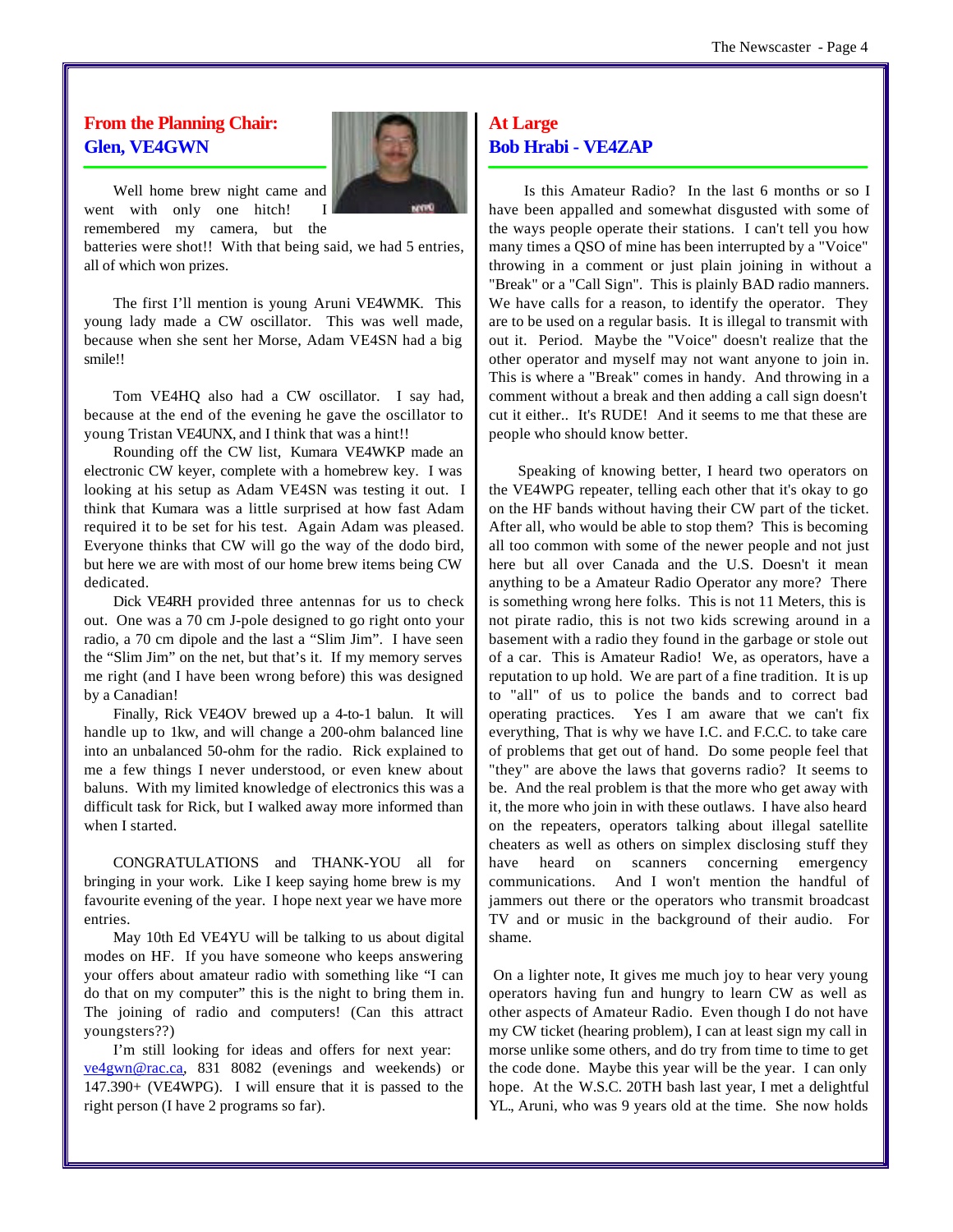## From the Planning Chair: Glen, VE4GWN

Well home brew night came and went with only one hitch! I remembered my camera, but the batteries were shot!! With that being said, we had 5 entries, all of which won prizes.

The first I'll mention is young Aruni VE4WMK. This young lady made a CW oscillator. This was well made, because when she sent her Morse, Adam VE4SN had a big smile!!

Tom VE4HQ also had a CW oscillator. I say had, because at the end of the evening he gave the oscillator to young Tristan VE4UNX, and I think that was a hint!!

Rounding off the CW list, Kumara VE4WKP made an electronic CW keyer, complete with a homebrew key. I was looking at his setup as Adam VE4SN was testing it out. I think that Kumara was a little surprised at how fast Adam required it to be set for his test. Again Adam was pleased. Everyone thinks that CW will go the way of the dodo bird, but here we are with most of our home brew items being CW dedicated.

Dick VE4RH provided three antennas for us to check out. One was a 70 cm J-pole designed to go right onto your radio, a 70 cm dipole and the last a "Slim Jim". I have seen the "Slim Jim" on the net, but that's it. If my memory serves me right (and I have been wrong before) this was designed by a Canadian!

Finally, Rick VE4OV brewed up a 4-to-1 balun. It will handle up to 1kw, and will change a 200-ohm balanced line into an unbalanced 50-ohm for the radio. Rick explained to me a few things I never understood, or even knew about baluns. With my limited knowledge of electronics this was a difficult task for Rick, but I walked away more informed than when I started.

CONGRATULATIONS and THANK-YOU all for bringing in your work. Like I keep saying home brew is my favourite evening of the year. I hope next year we have more entries.

May 10th Ed VE4YU will be talking to us about digital modes on HF. If you have someone who keeps answering your offers about amateur radio with something like "I can do that on my computer" this is the night to bring them in. The joining of radio and computers! (Can this attract youngsters??)

I'm still looking for ideas and offers for next year: ve4gwn@rac.ca, 831 8082 (evenings and weekends) or 147.390+ (VE4WPG). I will ensure that it is passed to the right person (I have 2 programs so far).

## At Large
## Bob Hrabi - VE4ZAP

Is this Amateur Radio? In the last 6 months or so I have been appalled and somewhat disgusted with some of the ways people operate their stations. I can't tell you how many times a QSO of mine has been interrupted by a "Voice" throwing in a comment or just plain joining in without a "Break" or a "Call Sign". This is plainly BAD radio manners. We have calls for a reason, to identify the operator. They are to be used on a regular basis. It is illegal to transmit with out it. Period. Maybe the "Voice" doesn't realize that the other operator and myself may not want anyone to join in. This is where a "Break" comes in handy. And throwing in a comment without a break and then adding a call sign doesn't cut it either.. It's RUDE! And it seems to me that these are people who should know better.

Speaking of knowing better, I heard two operators on the VE4WPG repeater, telling each other that it's okay to go on the HF bands without having their CW part of the ticket. After all, who would be able to stop them? This is becoming all too common with some of the newer people and not just here but all over Canada and the U.S. Doesn't it mean anything to be a Amateur Radio Operator any more? There is something wrong here folks. This is not 11 Meters, this is not pirate radio, this is not two kids screwing around in a basement with a radio they found in the garbage or stole out of a car. This is Amateur Radio! We, as operators, have a reputation to up hold. We are part of a fine tradition. It is up to "all" of us to police the bands and to correct bad operating practices. Yes I am aware that we can't fix everything, That is why we have I.C. and F.C.C. to take care of problems that get out of hand. Do some people feel that "they" are above the laws that governs radio? It seems to be. And the real problem is that the more who get away with it, the more who join in with these outlaws. I have also heard on the repeaters, operators talking about illegal satellite cheaters as well as others on simplex disclosing stuff they have heard on scanners concerning emergency communications. And I won't mention the handful of jammers out there or the operators who transmit broadcast TV and or music in the background of their audio. For shame.

On a lighter note, It gives me much joy to hear very young operators having fun and hungry to learn CW as well as other aspects of Amateur Radio. Even though I do not have my CW ticket (hearing problem), I can at least sign my call in morse unlike some others, and do try from time to time to get the code done. Maybe this year will be the year. I can only hope. At the W.S.C. 20TH bash last year, I met a delightful YL., Aruni, who was 9 years old at the time. She now holds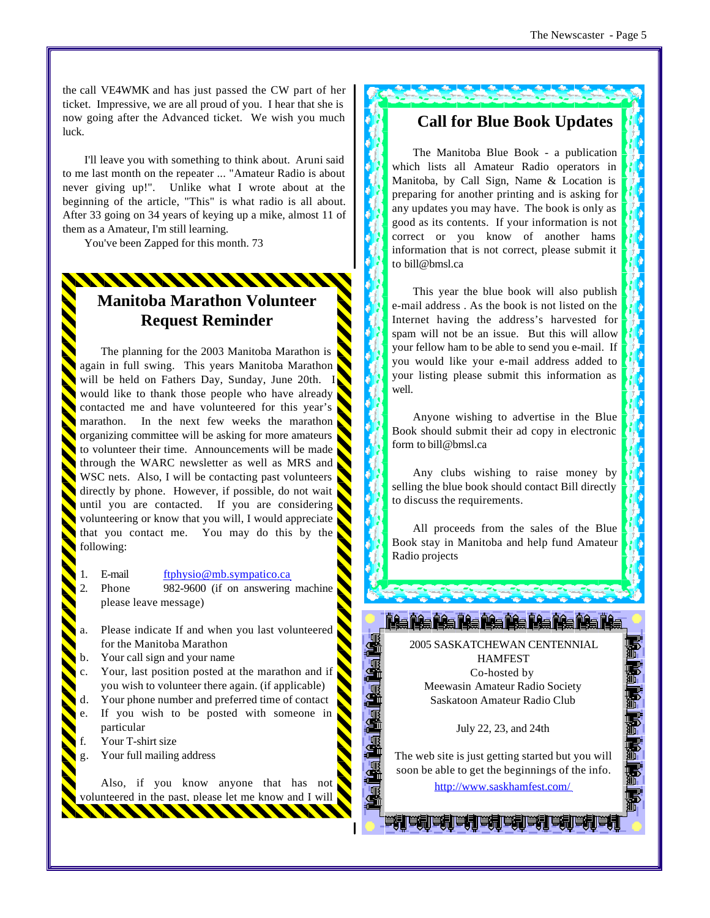the call VE4WMK and has just passed the CW part of her ticket. Impressive, we are all proud of you. I hear that she is now going after the Advanced ticket. We wish you much luck.

I'll leave you with something to think about. Aruni said to me last month on the repeater ... "Amateur Radio is about never giving up!". Unlike what I wrote about at the beginning of the article, "This" is what radio is all about. After 33 going on 34 years of keying up a mike, almost 11 of them as a Amateur, I'm still learning.

You've been Zapped for this month. 73

## Manitoba Marathon Volunteer Request Reminder

The planning for the 2003 Manitoba Marathon is again in full swing. This years Manitoba Marathon will be held on Fathers Day, Sunday, June 20th. I would like to thank those people who have already contacted me and have volunteered for this year's marathon. In the next few weeks the marathon organizing committee will be asking for more amateurs to volunteer their time. Announcements will be made through the WARC newsletter as well as MRS and WSC nets. Also, I will be contacting past volunteers directly by phone. However, if possible, do not wait until you are contacted. If you are considering volunteering or know that you will, I would appreciate that you contact me. You may do this by the following:

1. E-mail ftphysio@mb.sympatico.ca
2. Phone 982-9600 (if on answering machine please leave message)

a. Please indicate If and when you last volunteered for the Manitoba Marathon
b. Your call sign and your name
c. Your, last position posted at the marathon and if you wish to volunteer there again. (if applicable)
d. Your phone number and preferred time of contact
e. If you wish to be posted with someone in particular
f. Your T-shirt size
g. Your full mailing address

Also, if you know anyone that has not volunteered in the past, please let me know and I will

## Call for Blue Book Updates

The Manitoba Blue Book - a publication which lists all Amateur Radio operators in Manitoba, by Call Sign, Name & Location is preparing for another printing and is asking for any updates you may have. The book is only as good as its contents. If your information is not correct or you know of another hams information that is not correct, please submit it to bill@bmsl.ca

This year the blue book will also publish e-mail address . As the book is not listed on the Internet having the address's harvested for spam will not be an issue. But this will allow your fellow ham to be able to send you e-mail. If you would like your e-mail address added to your listing please submit this information as well.

Anyone wishing to advertise in the Blue Book should submit their ad copy in electronic form to bill@bmsl.ca

Any clubs wishing to raise money by selling the blue book should contact Bill directly to discuss the requirements.

All proceeds from the sales of the Blue Book stay in Manitoba and help fund Amateur Radio projects

2005 SASKATCHEWAN CENTENNIAL HAMFEST
Co-hosted by
Meewasin Amateur Radio Society
Saskatoon Amateur Radio Club

July 22, 23, and 24th

The web site is just getting started but you will soon be able to get the beginnings of the info.

http://www.saskhamfest.com/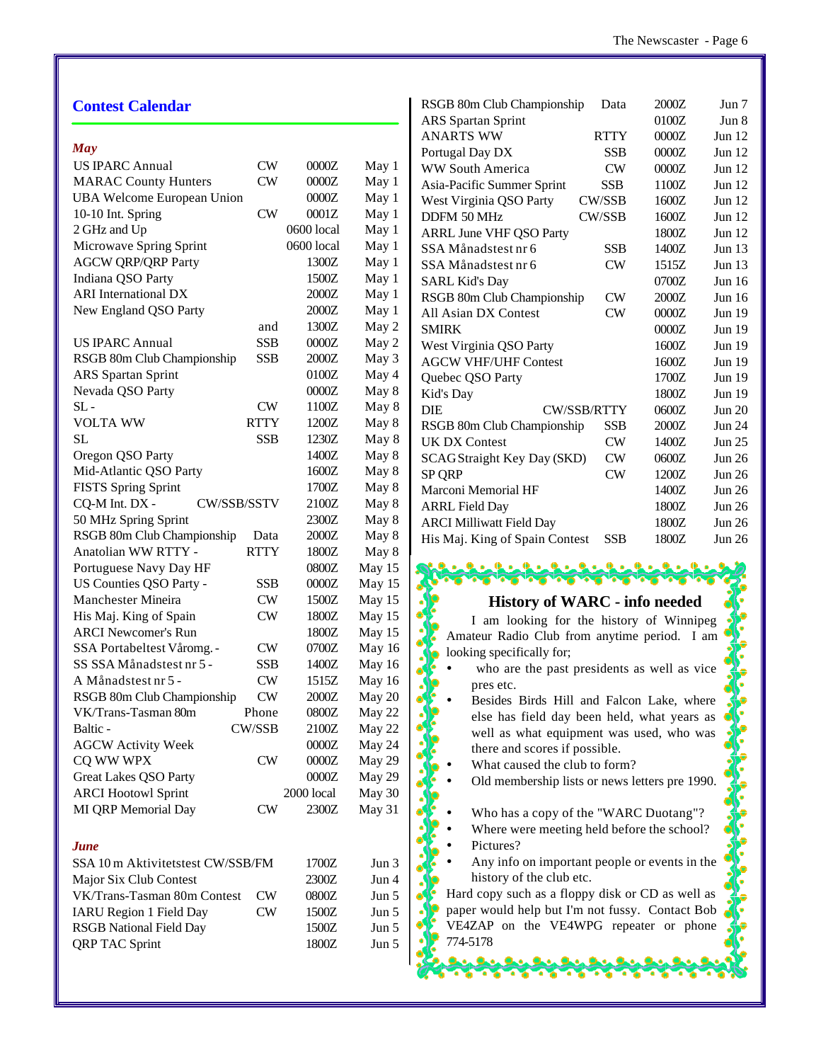## Contest Calendar

### *May*

| Contest | Mode | Time | Date |
|---|---|---|---|
| US IPARC Annual | CW | 0000Z | May 1 |
| MARAC County Hunters | CW | 0000Z | May 1 |
| UBA Welcome European Union | | 0000Z | May 1 |
| 10-10 Int. Spring | CW | 0001Z | May 1 |
| 2 GHz and Up | | 0600 local | May 1 |
| Microwave Spring Sprint | | 0600 local | May 1 |
| AGCW QRP/QRP Party | | 1300Z | May 1 |
| Indiana QSO Party | | 1500Z | May 1 |
| ARI International DX | | 2000Z | May 1 |
| New England QSO Party | | 2000Z | May 1 |
| | and | 1300Z | May 2 |
| US IPARC Annual | SSB | 0000Z | May 2 |
| RSGB 80m Club Championship | SSB | 2000Z | May 3 |
| ARS Spartan Sprint | | 0100Z | May 4 |
| Nevada QSO Party | | 0000Z | May 8 |
| SL - | CW | 1100Z | May 8 |
| VOLTA WW | RTTY | 1200Z | May 8 |
| SL | SSB | 1230Z | May 8 |
| Oregon QSO Party | | 1400Z | May 8 |
| Mid-Atlantic QSO Party | | 1600Z | May 8 |
| FISTS Spring Sprint | | 1700Z | May 8 |
| CQ-M Int. DX - | CW/SSB/SSTV | 2100Z | May 8 |
| 50 MHz Spring Sprint | | 2300Z | May 8 |
| RSGB 80m Club Championship | Data | 2000Z | May 8 |
| Anatolian WW RTTY - | RTTY | 1800Z | May 8 |
| Portuguese Navy Day HF | | 0800Z | May 15 |
| US Counties QSO Party - | SSB | 0000Z | May 15 |
| Manchester Mineira | CW | 1500Z | May 15 |
| His Maj. King of Spain | CW | 1800Z | May 15 |
| ARCI Newcomer's Run | | 1800Z | May 15 |
| SSA Portabeltest Våromg. - | CW | 0700Z | May 16 |
| SS SSA Månadstest nr 5 - | SSB | 1400Z | May 16 |
| A Månadstest nr 5 - | CW | 1515Z | May 16 |
| RSGB 80m Club Championship | CW | 2000Z | May 20 |
| VK/Trans-Tasman 80m | Phone | 0800Z | May 22 |
| Baltic - | CW/SSB | 2100Z | May 22 |
| AGCW Activity Week | | 0000Z | May 24 |
| CQ WW WPX | CW | 0000Z | May 29 |
| Great Lakes QSO Party | | 0000Z | May 29 |
| ARCI Hootowl Sprint | | 2000 local | May 30 |
| MI QRP Memorial Day | CW | 2300Z | May 31 |

### *June*

| Contest | Mode | Time | Date |
|---|---|---|---|
| SSA 10 m Aktivitetstest CW/SSB/FM | | 1700Z | Jun 3 |
| Major Six Club Contest | | 2300Z | Jun 4 |
| VK/Trans-Tasman 80m Contest | CW | 0800Z | Jun 5 |
| IARU Region 1 Field Day | CW | 1500Z | Jun 5 |
| RSGB National Field Day | | 1500Z | Jun 5 |
| QRP TAC Sprint | | 1800Z | Jun 5 |
| RSGB 80m Club Championship | Data | 2000Z | Jun 7 |
| ARS Spartan Sprint | | 0100Z | Jun 8 |
| ANARTS WW | RTTY | 0000Z | Jun 12 |
| Portugal Day DX | SSB | 0000Z | Jun 12 |
| WW South America | CW | 0000Z | Jun 12 |
| Asia-Pacific Summer Sprint | SSB | 1100Z | Jun 12 |
| West Virginia QSO Party | CW/SSB | 1600Z | Jun 12 |
| DDFM 50 MHz | CW/SSB | 1600Z | Jun 12 |
| ARRL June VHF QSO Party | | 1800Z | Jun 12 |
| SSA Månadstest nr 6 | SSB | 1400Z | Jun 13 |
| SSA Månadstest nr 6 | CW | 1515Z | Jun 13 |
| SARL Kid's Day | | 0700Z | Jun 16 |
| RSGB 80m Club Championship | CW | 2000Z | Jun 16 |
| All Asian DX Contest | CW | 0000Z | Jun 19 |
| SMIRK | | 0000Z | Jun 19 |
| West Virginia QSO Party | | 1600Z | Jun 19 |
| AGCW VHF/UHF Contest | | 1600Z | Jun 19 |
| Quebec QSO Party | | 1700Z | Jun 19 |
| Kid's Day | | 1800Z | Jun 19 |
| DIE | CW/SSB/RTTY | 0600Z | Jun 20 |
| RSGB 80m Club Championship | SSB | 2000Z | Jun 24 |
| UK DX Contest | CW | 1400Z | Jun 25 |
| SCAG Straight Key Day (SKD) | CW | 0600Z | Jun 26 |
| SP QRP | CW | 1200Z | Jun 26 |
| Marconi Memorial HF | | 1400Z | Jun 26 |
| ARRL Field Day | | 1800Z | Jun 26 |
| ARCI Milliwatt Field Day | | 1800Z | Jun 26 |
| His Maj. King of Spain Contest | SSB | 1800Z | Jun 26 |

## History of WARC - info needed

I am looking for the history of Winnipeg Amateur Radio Club from anytime period. I am looking specifically for;

- who are the past presidents as well as vice pres etc.
- Besides Birds Hill and Falcon Lake, where else has field day been held, what years as well as what equipment was used, who was there and scores if possible.
- What caused the club to form?
- Old membership lists or news letters pre 1990.
- Who has a copy of the "WARC Duotang"?
- Where were meeting held before the school?
- Pictures?
- Any info on important people or events in the history of the club etc.

Hard copy such as a floppy disk or CD as well as paper would help but I'm not fussy. Contact Bob VE4ZAP on the VE4WPG repeater or phone 774-5178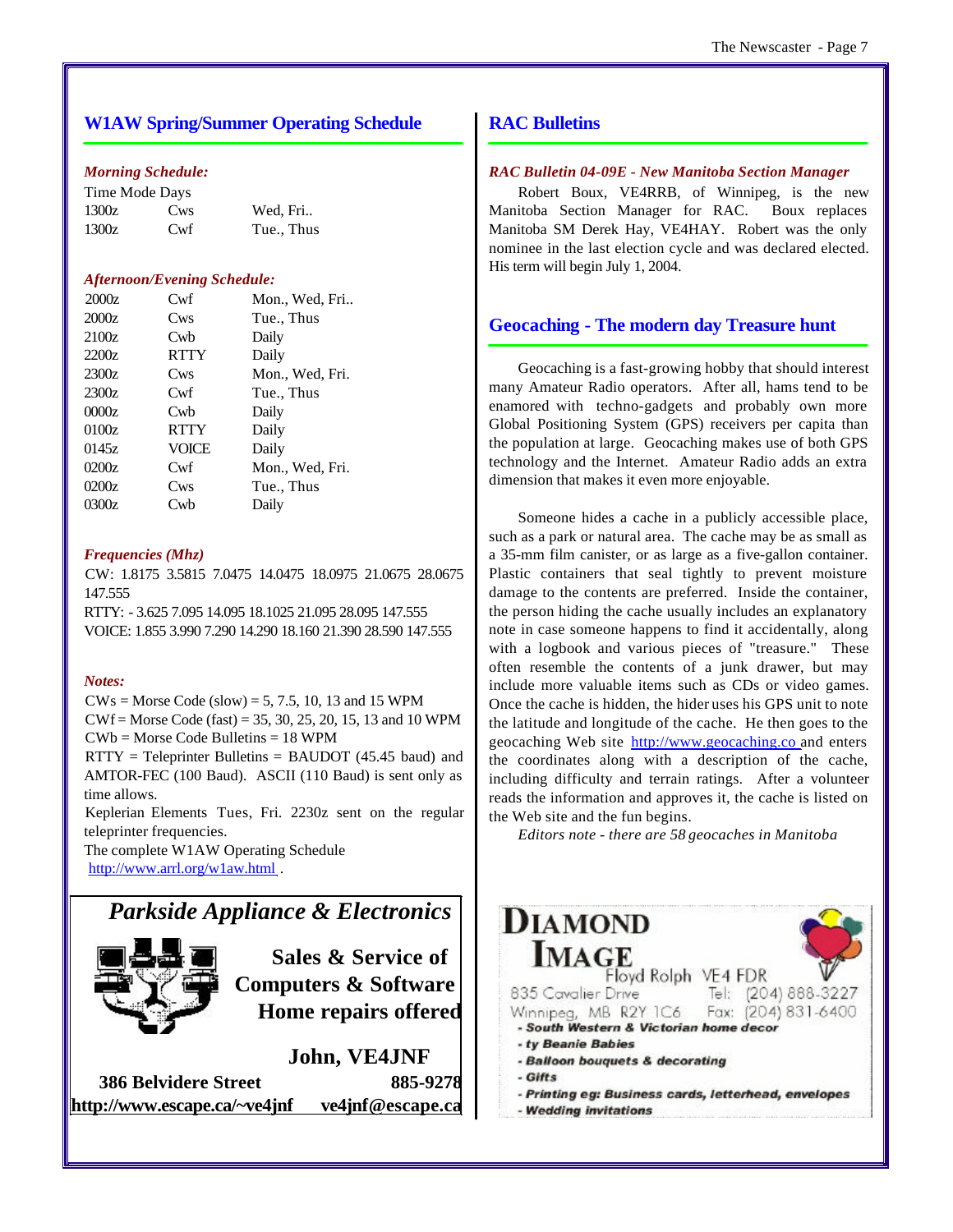## W1AW Spring/Summer Operating Schedule

*Morning Schedule:*

| Time | Mode | Days |
|---|---|---|
| 1300z | Cws | Wed, Fri.. |
| 1300z | Cwf | Tue., Thus |

*Afternoon/Evening Schedule:*

| Time | Mode | Days |
|---|---|---|
| 2000z | Cwf | Mon., Wed, Fri.. |
| 2000z | Cws | Tue., Thus |
| 2100z | Cwb | Daily |
| 2200z | RTTY | Daily |
| 2300z | Cws | Mon., Wed, Fri. |
| 2300z | Cwf | Tue., Thus |
| 0000z | Cwb | Daily |
| 0100z | RTTY | Daily |
| 0145z | VOICE | Daily |
| 0200z | Cwf | Mon., Wed, Fri. |
| 0200z | Cws | Tue., Thus |
| 0300z | Cwb | Daily |

*Frequencies (Mhz)*

CW: 1.8175 3.5815 7.0475 14.0475 18.0975 21.0675 28.0675 147.555
RTTY: - 3.625 7.095 14.095 18.1025 21.095 28.095 147.555
VOICE: 1.855 3.990 7.290 14.290 18.160 21.390 28.590 147.555

*Notes:*

CWs = Morse Code (slow) = 5, 7.5, 10, 13 and 15 WPM
CWf = Morse Code (fast) = 35, 30, 25, 20, 15, 13 and 10 WPM
CWb = Morse Code Bulletins = 18 WPM
RTTY = Teleprinter Bulletins = BAUDOT (45.45 baud) and AMTOR-FEC (100 Baud). ASCII (110 Baud) is sent only as time allows.
Keplerian Elements Tues, Fri. 2230z sent on the regular teleprinter frequencies.
The complete W1AW Operating Schedule
http://www.arrl.org/w1aw.html .

***Parkside Appliance & Electronics***

**Sales & Service of Computers & Software Home repairs offered**

**John, VE4JNF**

**386 Belvidere Street 885-9278**
**http://www.escape.ca/~ve4jnf ve4jnf@escape.ca**

## RAC Bulletins

*RAC Bulletin 04-09E - New Manitoba Section Manager*

Robert Boux, VE4RRB, of Winnipeg, is the new Manitoba Section Manager for RAC. Boux replaces Manitoba SM Derek Hay, VE4HAY. Robert was the only nominee in the last election cycle and was declared elected. His term will begin July 1, 2004.

## Geocaching - The modern day Treasure hunt

Geocaching is a fast-growing hobby that should interest many Amateur Radio operators. After all, hams tend to be enamored with techno-gadgets and probably own more Global Positioning System (GPS) receivers per capita than the population at large. Geocaching makes use of both GPS technology and the Internet. Amateur Radio adds an extra dimension that makes it even more enjoyable.

Someone hides a cache in a publicly accessible place, such as a park or natural area. The cache may be as small as a 35-mm film canister, or as large as a five-gallon container. Plastic containers that seal tightly to prevent moisture damage to the contents are preferred. Inside the container, the person hiding the cache usually includes an explanatory note in case someone happens to find it accidentally, along with a logbook and various pieces of "treasure." These often resemble the contents of a junk drawer, but may include more valuable items such as CDs or video games. Once the cache is hidden, the hider uses his GPS unit to note the latitude and longitude of the cache. He then goes to the geocaching Web site http://www.geocaching.co and enters the coordinates along with a description of the cache, including difficulty and terrain ratings. After a volunteer reads the information and approves it, the cache is listed on the Web site and the fun begins.

*Editors note - there are 58 geocaches in Manitoba*

**DIAMOND IMAGE**
Floyd Rolph VE4 FDR
835 Cavalier Drive Tel: (204) 888-3227
Winnipeg, MB R2Y 1C6 Fax: (204) 831-6400

- South Western & Victorian home decor
- ty Beanie Babies
- Balloon bouquets & decorating
- Gifts
- Printing eg: Business cards, letterhead, envelopes
- Wedding invitations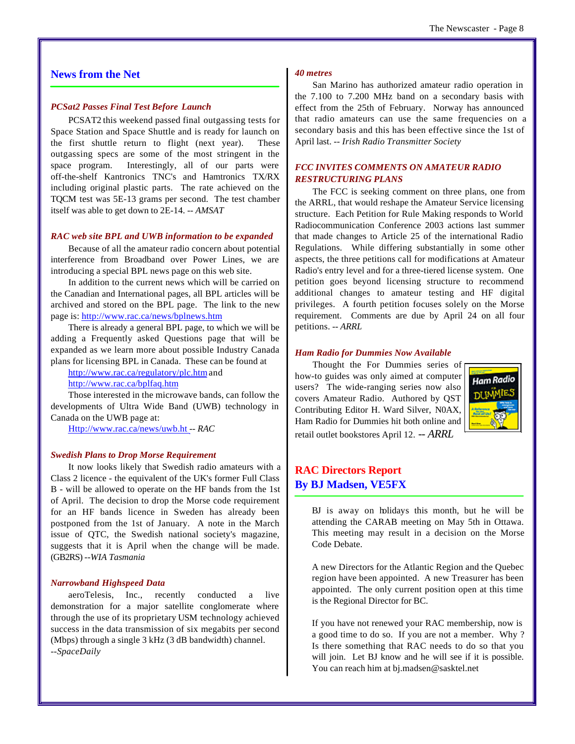## News from the Net

### *PCSat2 Passes Final Test Before Launch*

PCSAT2 this weekend passed final outgassing tests for Space Station and Space Shuttle and is ready for launch on the first shuttle return to flight (next year). These outgassing specs are some of the most stringent in the space program. Interestingly, all of our parts were off-the-shelf Kantronics TNC's and Hamtronics TX/RX including original plastic parts. The rate achieved on the TQCM test was 5E-13 grams per second. The test chamber itself was able to get down to 2E-14. -- *AMSAT*

### *RAC web site BPL and UWB information to be expanded*

Because of all the amateur radio concern about potential interference from Broadband over Power Lines, we are introducing a special BPL news page on this web site.

In addition to the current news which will be carried on the Canadian and International pages, all BPL articles will be archived and stored on the BPL page. The link to the new page is: http://www.rac.ca/news/bplnews.htm

There is already a general BPL page, to which we will be adding a Frequently asked Questions page that will be expanded as we learn more about possible Industry Canada plans for licensing BPL in Canada. These can be found at

http://www.rac.ca/regulatory/plc.htm and
http://www.rac.ca/bplfaq.htm

Those interested in the microwave bands, can follow the developments of Ultra Wide Band (UWB) technology in Canada on the UWB page at:

Http://www.rac.ca/news/uwb.ht -- *RAC*

### *Swedish Plans to Drop Morse Requirement*

It now looks likely that Swedish radio amateurs with a Class 2 licence - the equivalent of the UK's former Full Class B - will be allowed to operate on the HF bands from the 1st of April. The decision to drop the Morse code requirement for an HF bands licence in Sweden has already been postponed from the 1st of January. A note in the March issue of QTC, the Swedish national society's magazine, suggests that it is April when the change will be made. (GB2RS) --*WIA Tasmania*

### *Narrowband Highspeed Data*

aeroTelesis, Inc., recently conducted a live demonstration for a major satellite conglomerate where through the use of its proprietary USM technology achieved success in the data transmission of six megabits per second (Mbps) through a single 3 kHz (3 dB bandwidth) channel. --*SpaceDaily*

### *40 metres*

San Marino has authorized amateur radio operation in the 7.100 to 7.200 MHz band on a secondary basis with effect from the 25th of February. Norway has announced that radio amateurs can use the same frequencies on a secondary basis and this has been effective since the 1st of April last. -- *Irish Radio Transmitter Society*

### *FCC INVITES COMMENTS ON AMATEUR RADIO RESTRUCTURING PLANS*

The FCC is seeking comment on three plans, one from the ARRL, that would reshape the Amateur Service licensing structure. Each Petition for Rule Making responds to World Radiocommunication Conference 2003 actions last summer that made changes to Article 25 of the international Radio Regulations. While differing substantially in some other aspects, the three petitions call for modifications at Amateur Radio's entry level and for a three-tiered license system. One petition goes beyond licensing structure to recommend additional changes to amateur testing and HF digital privileges. A fourth petition focuses solely on the Morse requirement. Comments are due by April 24 on all four petitions. -- *ARRL*

### *Ham Radio for Dummies Now Available*

Thought the For Dummies series of how-to guides was only aimed at computer users? The wide-ranging series now also covers Amateur Radio. Authored by QST Contributing Editor H. Ward Silver, N0AX, Ham Radio for Dummies hit both online and retail outlet bookstores April 12. -- *ARRL*

## RAC Directors Report
## By BJ Madsen, VE5FX

BJ is away on holidays this month, but he will be attending the CARAB meeting on May 5th in Ottawa. This meeting may result in a decision on the Morse Code Debate.

A new Directors for the Atlantic Region and the Quebec region have been appointed. A new Treasurer has been appointed. The only current position open at this time is the Regional Director for BC.

If you have not renewed your RAC membership, now is a good time to do so. If you are not a member. Why ? Is there something that RAC needs to do so that you will join. Let BJ know and he will see if it is possible. You can reach him at bj.madsen@sasktel.net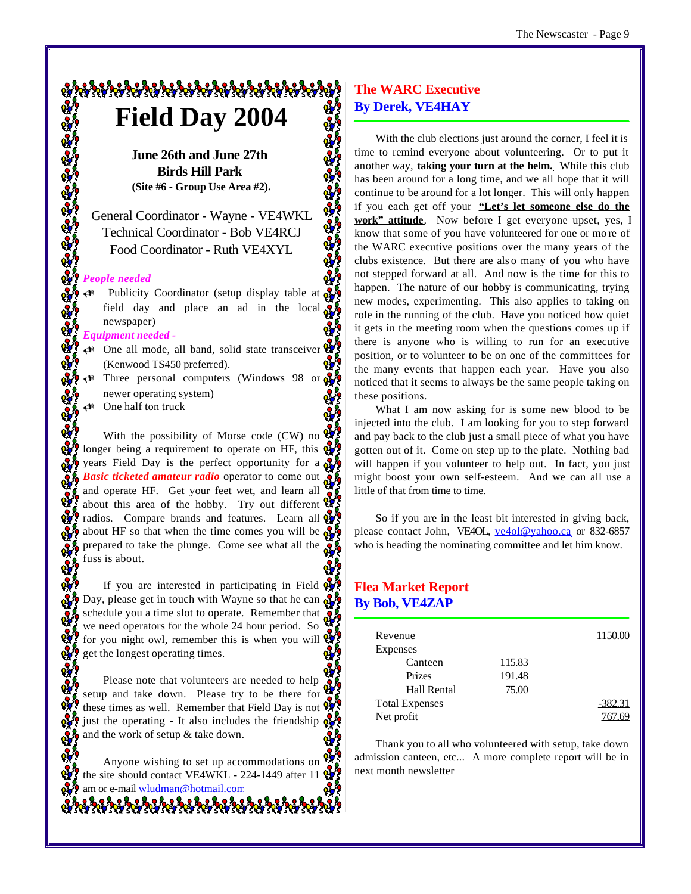# Field Day 2004

**June 26th and June 27th**
**Birds Hill Park**
**(Site #6 - Group Use Area #2).**

General Coordinator - Wayne - VE4WKL
Technical Coordinator - Bob VE4RCJ
Food Coordinator - Ruth VE4XYL

***People needed***

- Publicity Coordinator (setup display table at field day and place an ad in the local newspaper)

***Equipment needed -***

- One all mode, all band, solid state transceiver (Kenwood TS450 preferred).
- Three personal computers (Windows 98 or newer operating system)
- One half ton truck

With the possibility of Morse code (CW) no longer being a requirement to operate on HF, this years Field Day is the perfect opportunity for a ***Basic ticketed amateur radio*** operator to come out and operate HF. Get your feet wet, and learn all about this area of the hobby. Try out different radios. Compare brands and features. Learn all about HF so that when the time comes you will be prepared to take the plunge. Come see what all the fuss is about.

If you are interested in participating in Field Day, please get in touch with Wayne so that he can schedule you a time slot to operate. Remember that we need operators for the whole 24 hour period. So for you night owl, remember this is when you will get the longest operating times.

Please note that volunteers are needed to help setup and take down. Please try to be there for these times as well. Remember that Field Day is not just the operating - It also includes the friendship and the work of setup & take down.

Anyone wishing to set up accommodations on the site should contact VE4WKL - 224-1449 after 11 am or e-mail wludman@hotmail.com

## The WARC Executive
## By Derek, VE4HAY

With the club elections just around the corner, I feel it is time to remind everyone about volunteering. Or to put it another way, **taking your turn at the helm.** While this club has been around for a long time, and we all hope that it will continue to be around for a lot longer. This will only happen if you each get off your **"Let's let someone else do the work" attitude**. Now before I get everyone upset, yes, I know that some of you have volunteered for one or more of the WARC executive positions over the many years of the clubs existence. But there are also many of you who have not stepped forward at all. And now is the time for this to happen. The nature of our hobby is communicating, trying new modes, experimenting. This also applies to taking on role in the running of the club. Have you noticed how quiet it gets in the meeting room when the questions comes up if there is anyone who is willing to run for an executive position, or to volunteer to be on one of the committees for the many events that happen each year. Have you also noticed that it seems to always be the same people taking on these positions.

What I am now asking for is some new blood to be injected into the club. I am looking for you to step forward and pay back to the club just a small piece of what you have gotten out of it. Come on step up to the plate. Nothing bad will happen if you volunteer to help out. In fact, you just might boost your own self-esteem. And we can all use a little of that from time to time.

So if you are in the least bit interested in giving back, please contact John, VE4OL, ve4ol@yahoo.ca or 832-6857 who is heading the nominating committee and let him know.

## Flea Market Report
## By Bob, VE4ZAP

| | | |
|---|---|---|
| Revenue | | 1150.00 |
| Expenses | | |
| Canteen | 115.83 | |
| Prizes | 191.48 | |
| Hall Rental | 75.00 | |
| Total Expenses | | -382.31 |
| Net profit | | 767.69 |

Thank you to all who volunteered with setup, take down admission canteen, etc... A more complete report will be in next month newsletter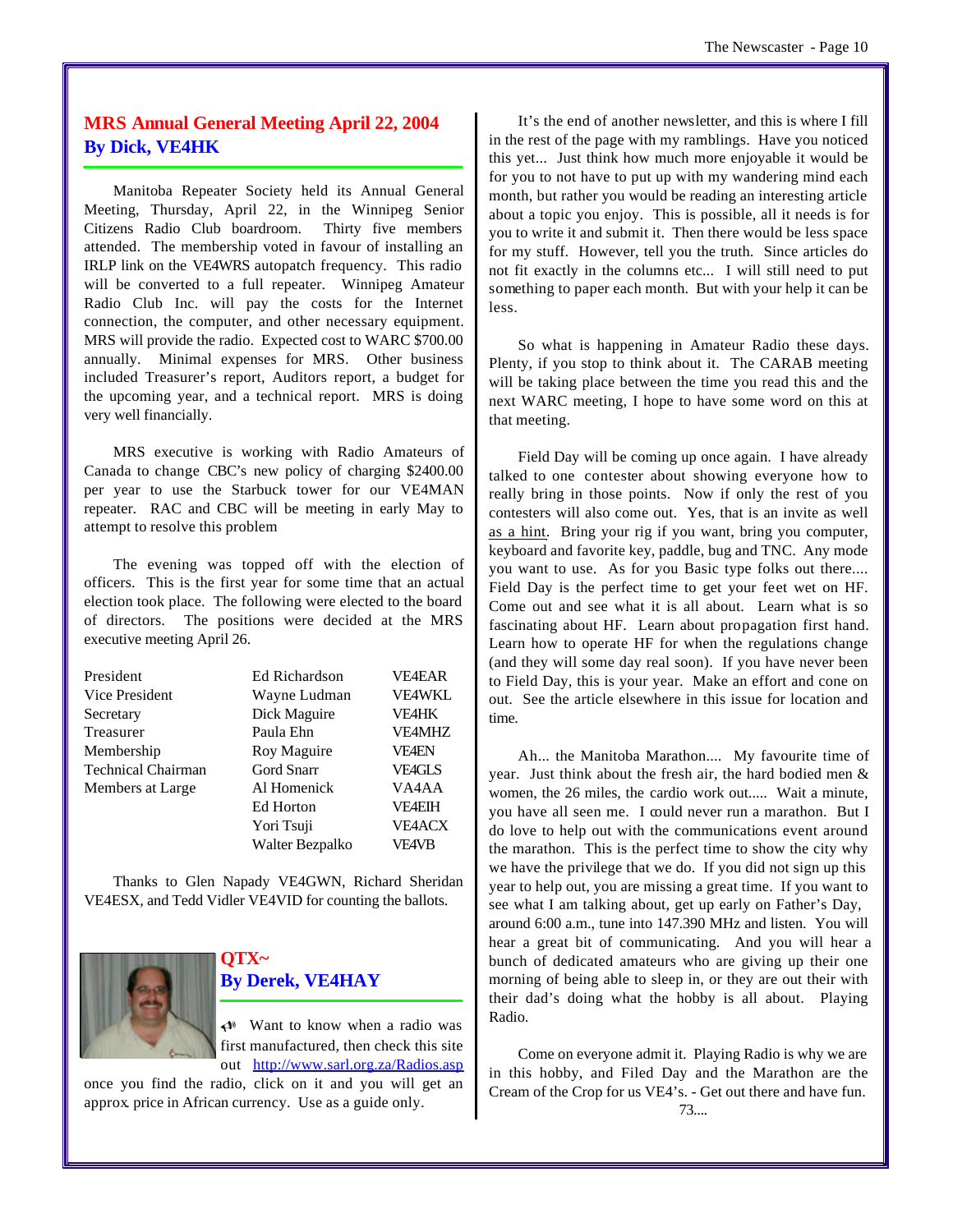## MRS Annual General Meeting April 22, 2004
## By Dick, VE4HK

Manitoba Repeater Society held its Annual General Meeting, Thursday, April 22, in the Winnipeg Senior Citizens Radio Club boardroom. Thirty five members attended. The membership voted in favour of installing an IRLP link on the VE4WRS autopatch frequency. This radio will be converted to a full repeater. Winnipeg Amateur Radio Club Inc. will pay the costs for the Internet connection, the computer, and other necessary equipment. MRS will provide the radio. Expected cost to WARC $700.00 annually. Minimal expenses for MRS. Other business included Treasurer's report, Auditors report, a budget for the upcoming year, and a technical report. MRS is doing very well financially.

MRS executive is working with Radio Amateurs of Canada to change CBC's new policy of charging $2400.00 per year to use the Starbuck tower for our VE4MAN repeater. RAC and CBC will be meeting in early May to attempt to resolve this problem

The evening was topped off with the election of officers. This is the first year for some time that an actual election took place. The following were elected to the board of directors. The positions were decided at the MRS executive meeting April 26.

| | | |
|---|---|---|
| President | Ed Richardson | VE4EAR |
| Vice President | Wayne Ludman | VE4WKL |
| Secretary | Dick Maguire | VE4HK |
| Treasurer | Paula Ehn | VE4MHZ |
| Membership | Roy Maguire | VE4EN |
| Technical Chairman | Gord Snarr | VE4GLS |
| Members at Large | Al Homenick | VA4AA |
| | Ed Horton | VE4EIH |
| | Yori Tsuji | VE4ACX |
| | Walter Bezpalko | VE4VB |

Thanks to Glen Napady VE4GWN, Richard Sheridan VE4ESX, and Tedd Vidler VE4VID for counting the ballots.

## QTX~
## By Derek, VE4HAY

Want to know when a radio was first manufactured, then check this site out http://www.sarl.org.za/Radios.asp once you find the radio, click on it and you will get an approx. price in African currency. Use as a guide only.

It's the end of another newsletter, and this is where I fill in the rest of the page with my ramblings. Have you noticed this yet... Just think how much more enjoyable it would be for you to not have to put up with my wandering mind each month, but rather you would be reading an interesting article about a topic you enjoy. This is possible, all it needs is for you to write it and submit it. Then there would be less space for my stuff. However, tell you the truth. Since articles do not fit exactly in the columns etc... I will still need to put something to paper each month. But with your help it can be less.

So what is happening in Amateur Radio these days. Plenty, if you stop to think about it. The CARAB meeting will be taking place between the time you read this and the next WARC meeting, I hope to have some word on this at that meeting.

Field Day will be coming up once again. I have already talked to one contester about showing everyone how to really bring in those points. Now if only the rest of you contesters will also come out. Yes, that is an invite as well as a hint. Bring your rig if you want, bring you computer, keyboard and favorite key, paddle, bug and TNC. Any mode you want to use. As for you Basic type folks out there.... Field Day is the perfect time to get your feet wet on HF. Come out and see what it is all about. Learn what is so fascinating about HF. Learn about propagation first hand. Learn how to operate HF for when the regulations change (and they will some day real soon). If you have never been to Field Day, this is your year. Make an effort and cone on out. See the article elsewhere in this issue for location and time.

Ah... the Manitoba Marathon.... My favourite time of year. Just think about the fresh air, the hard bodied men & women, the 26 miles, the cardio work out..... Wait a minute, you have all seen me. I could never run a marathon. But I do love to help out with the communications event around the marathon. This is the perfect time to show the city why we have the privilege that we do. If you did not sign up this year to help out, you are missing a great time. If you want to see what I am talking about, get up early on Father's Day, around 6:00 a.m., tune into 147.390 MHz and listen. You will hear a great bit of communicating. And you will hear a bunch of dedicated amateurs who are giving up their one morning of being able to sleep in, or they are out their with their dad's doing what the hobby is all about. Playing Radio.

Come on everyone admit it. Playing Radio is why we are in this hobby, and Filed Day and the Marathon are the Cream of the Crop for us VE4's. - Get out there and have fun.

73....